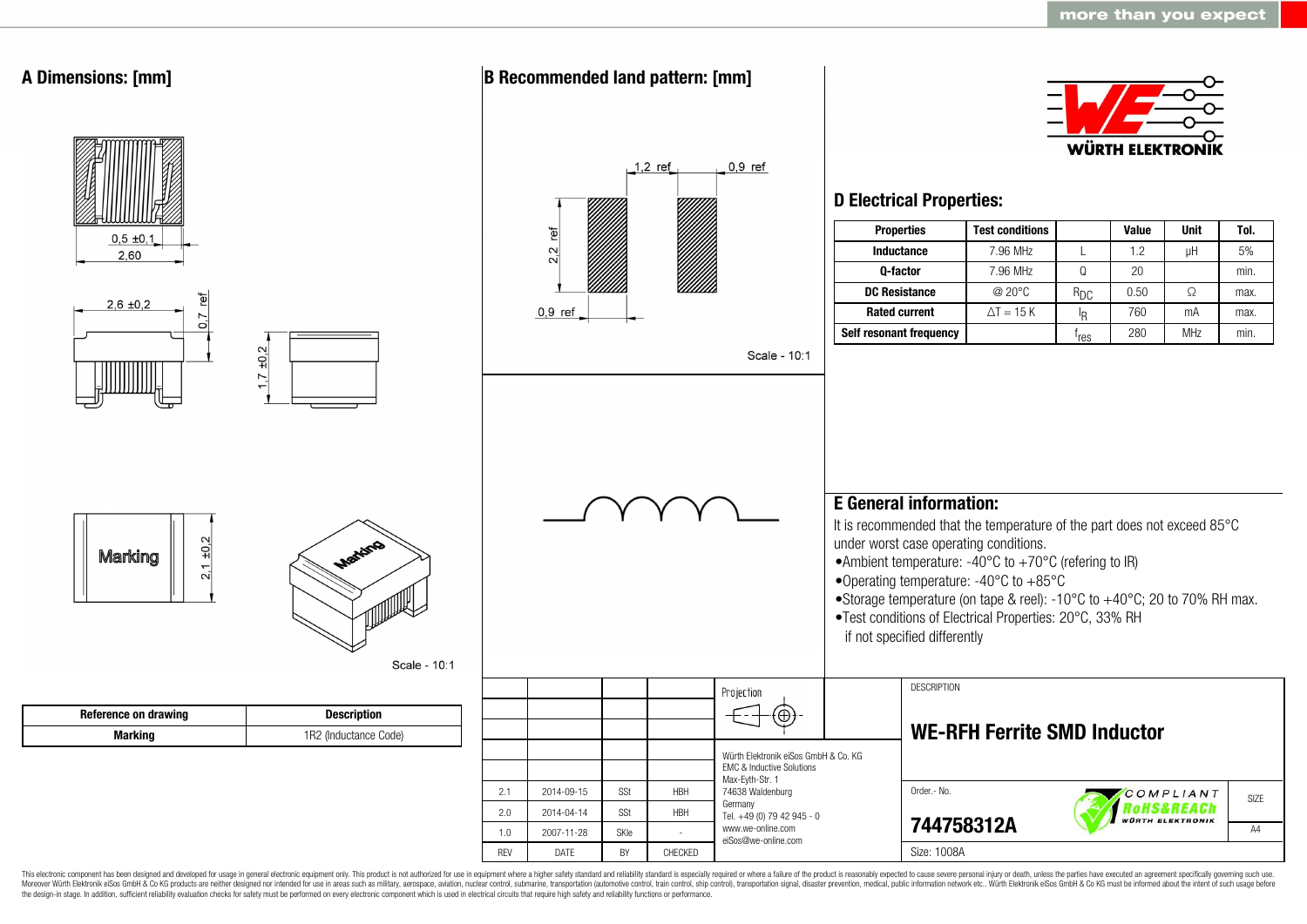more than you expect

## A Dimensions: [mm]

0,5 ±0,1

2,60

2,6 ±0,2

0,7 ref

1,7 ±0,2

Marking

2,1 ±0,2

Marking

Scale - 10:1

| Reference on drawing | Description |
|---|---|
| Marking | 1R2 (Inductance Code) |

## B Recommended land pattern: [mm]

1,2 ref

0,9 ref

2,2 ref

0,9 ref

Scale - 10:1

WÜRTH ELEKTRONIK

## D Electrical Properties:

| Properties | Test conditions | | Value | Unit | Tol. |
|---|---|---|---|---|---|
| Inductance | 7.96 MHz | L | 1.2 | µH | 5% |
| Q-factor | 7.96 MHz | Q | 20 | | min. |
| DC Resistance | @ 20°C | $R_{DC}$ | 0.50 | Ω | max. |
| Rated current | ΔT = 15 K | $I_R$ | 760 | mA | max. |
| Self resonant frequency | | $f_{res}$ | 280 | MHz | min. |

## E General information:

It is recommended that the temperature of the part does not exceed 85°C under worst case operating conditions.

- Ambient temperature: -40°C to +70°C (refering to IR)
- Operating temperature: -40°C to +85°C
- Storage temperature (on tape & reel): -10°C to +40°C; 20 to 70% RH max.
- Test conditions of Electrical Properties: 20°C, 33% RH if not specified differently

| REV | DATE | BY | CHECKED |
|---|---|---|---|
| 2.1 | 2014-09-15 | SSt | HBH |
| 2.0 | 2014-04-14 | SSt | HBH |
| 1.0 | 2007-11-28 | SKle | - |

Projection

Würth Elektronik eiSos GmbH & Co. KG
EMC & Inductive Solutions
Max-Eyth-Str. 1
74638 Waldenburg
Germany
Tel. +49 (0) 79 42 945 - 0
www.we-online.com
eiSos@we-online.com

DESCRIPTION

**WE-RFH Ferrite SMD Inductor**

Order.- No.

**744758312A**

COMPLIANT RoHS&REACh WÜRTH ELEKTRONIK

SIZE A4

Size: 1008A

This electronic component has been designed and developed for usage in general electronic equipment only. This product is not authorized for use in equipment where a higher safety standard and reliability standard is especially required or where a failure of the product is reasonably expected to cause severe personal injury or death, unless the parties have executed an agreement specifically governing such use. Moreover Würth Elektronik eiSos GmbH & Co KG products are neither designed nor intended for use in areas such as military, aerospace, aviation, nuclear control, submarine, transportation (automotive control, train control, ship control), transportation signal, disaster prevention, medical, public information network etc.. Würth Elektronik eiSos GmbH & Co KG must be informed about the intent of such usage before the design-in stage. In addition, sufficient reliability evaluation checks for safety must be performed on every electronic component which is used in electrical circuits that require high safety and reliability functions or performance.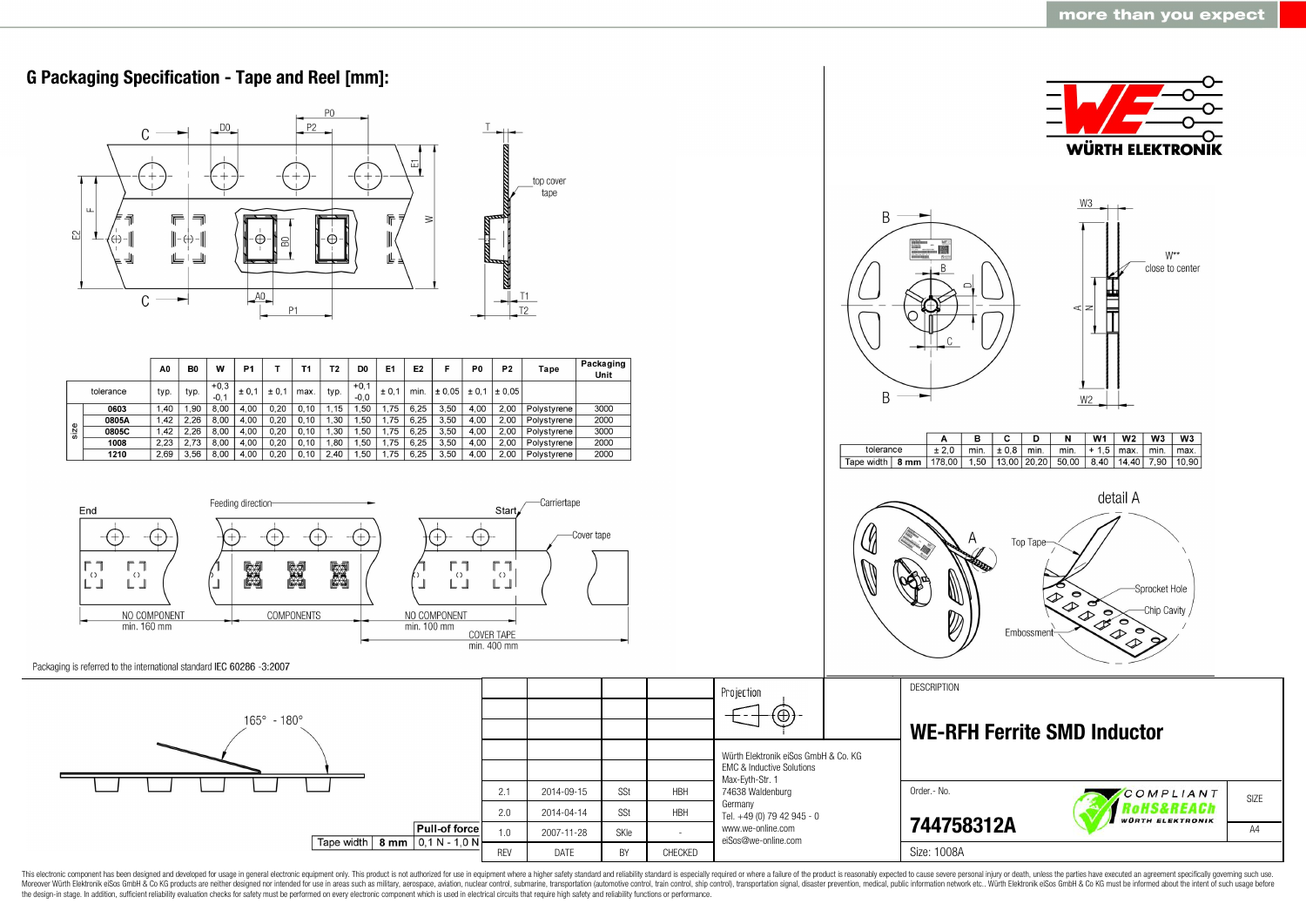## G Packaging Specification - Tape and Reel [mm]:

| | | A0 | B0 | W | P1 | T | T1 | T2 | D0 | E1 | E2 | F | P0 | P2 | Tape | Packaging Unit |
|---|---|---|---|---|---|---|---|---|---|---|---|---|---|---|---|---|
| tolerance | | typ. | typ. | +0,3 -0,1 | ± 0,1 | ± 0,1 | max. | typ. | +0,1 -0,0 | ± 0,1 | min. | ± 0,05 | ± 0,1 | ± 0,05 | | |
| size | 0603 | 1,40 | 1,90 | 8,00 | 4,00 | 0,20 | 0,10 | 1,15 | 1,50 | 1,75 | 6,25 | 3,50 | 4,00 | 2,00 | Polystyrene | 3000 |
| | 0805A | 1,42 | 2,26 | 8,00 | 4,00 | 0,20 | 0,10 | 1,30 | 1,50 | 1,75 | 6,25 | 3,50 | 4,00 | 2,00 | Polystyrene | 2000 |
| | 0805C | 1,42 | 2,26 | 8,00 | 4,00 | 0,20 | 0,10 | 1,30 | 1,50 | 1,75 | 6,25 | 3,50 | 4,00 | 2,00 | Polystyrene | 3000 |
| | 1008 | 2,23 | 2,73 | 8,00 | 4,00 | 0,20 | 0,10 | 1,80 | 1,50 | 1,75 | 6,25 | 3,50 | 4,00 | 2,00 | Polystyrene | 2000 |
| | 1210 | 2,69 | 3,56 | 8,00 | 4,00 | 0,20 | 0,10 | 2,40 | 1,50 | 1,75 | 6,25 | 3,50 | 4,00 | 2,00 | Polystyrene | 2000 |

End — NO COMPONENT min. 160 mm — COMPONENTS — NO COMPONENT min. 100 mm — Start

Feeding direction — Carriertape — Cover tape — COVER TAPE min. 400 mm

Packaging is referred to the international standard IEC 60286 -3:2007

| | A | B | C | D | N | W1 | W2 | W3 | W3 |
|---|---|---|---|---|---|---|---|---|---|
| tolerance | ± 2,0 | min. | ± 0,8 | min. | min. | + 1,5 | max. | min. | max. |
| Tape width 8 mm | 178,00 | 1,50 | 13,00 | 20,20 | 50,00 | 8,40 | 14,40 | 7,90 | 10,90 |

W** close to center

detail A: Top Tape, Sprocket Hole, Chip Cavity, Embossment

165° - 180°

| Tape width | 8 mm | Pull-of force 0,1 N - 1,0 N |
|---|---|---|

| REV | DATE | BY | CHECKED |
|---|---|---|---|
| 2.1 | 2014-09-15 | SSt | HBH |
| 2.0 | 2014-04-14 | SSt | HBH |
| 1.0 | 2007-11-28 | SKle | - |

Projection

Würth Elektronik eiSos GmbH & Co. KG
EMC & Inductive Solutions
Max-Eyth-Str. 1
74638 Waldenburg
Germany
Tel. +49 (0) 79 42 945 - 0
www.we-online.com
eiSos@we-online.com

DESCRIPTION

**WE-RFH Ferrite SMD Inductor**

Order.- No.

**744758312A**

Size: 1008A

SIZE A4

This electronic component has been designed and developed for usage in general electronic equipment only. This product is not authorized for use in equipment where a higher safety standard and reliability standard is especially required or where a failure of the product is reasonably expected to cause severe personal injury or death, unless the parties have executed an agreement specifically governing such use. Moreover Würth Elektronik eiSos GmbH & Co KG products are neither designed nor intended for use in areas such as military, aerospace, aviation, nuclear control, submarine, transportation (automotive control, train control, ship control), transportation signal, disaster prevention, medical, public information network etc.. Würth Elektronik eiSos GmbH & Co KG must be informed about the intent of such usage before the design-in stage. In addition, sufficient reliability evaluation checks for safety must be performed on every electronic component which is used in electrical circuits that require high safety and reliability functions or performance.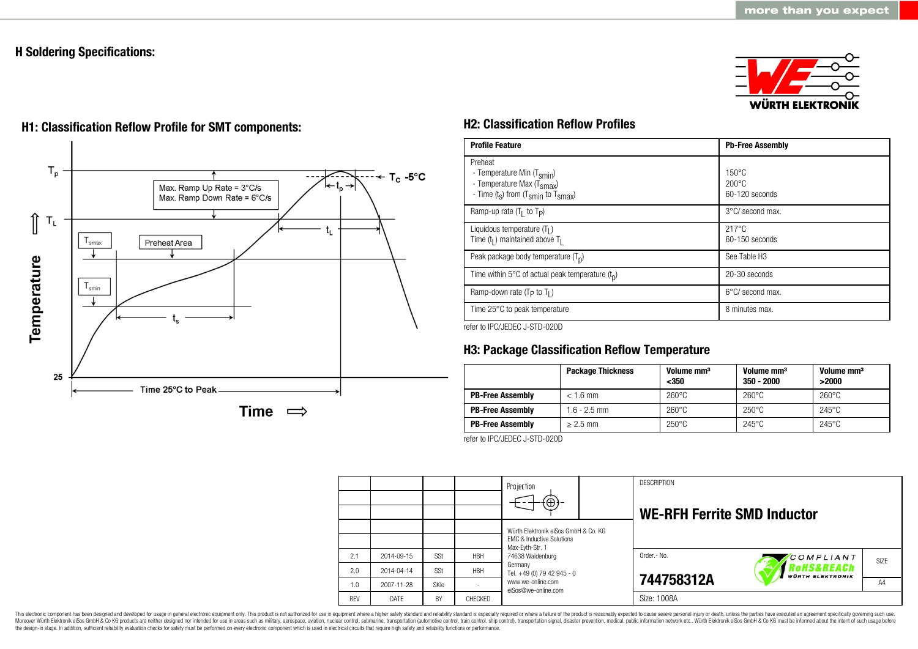## H Soldering Specifications:

### H1: Classification Reflow Profile for SMT components:

Max. Ramp Up Rate = 3°C/s
Max. Ramp Down Rate = 6°C/s

### H2: Classification Reflow Profiles

| Profile Feature | Pb-Free Assembly |
|---|---|
| Preheat<br>- Temperature Min ($T_{smin}$)<br>- Temperature Max ($T_{smax}$)<br>- Time ($t_s$) from ($T_{smin}$ to $T_{smax}$) | <br>150°C<br>200°C<br>60-120 seconds |
| Ramp-up rate ($T_L$ to $T_P$) | 3°C/ second max. |
| Liquidous temperature ($T_L$)<br>Time ($t_L$) maintained above $T_L$ | 217°C<br>60-150 seconds |
| Peak package body temperature ($T_p$) | See Table H3 |
| Time within 5°C of actual peak temperature ($t_p$) | 20-30 seconds |
| Ramp-down rate ($T_P$ to $T_L$) | 6°C/ second max. |
| Time 25°C to peak temperature | 8 minutes max. |

refer to IPC/JEDEC J-STD-020D

### H3: Package Classification Reflow Temperature

| | Package Thickness | Volume mm³ <350 | Volume mm³ 350 - 2000 | Volume mm³ >2000 |
|---|---|---|---|---|
| PB-Free Assembly | < 1.6 mm | 260°C | 260°C | 260°C |
| PB-Free Assembly | 1.6 - 2.5 mm | 260°C | 250°C | 245°C |
| PB-Free Assembly | ≥ 2.5 mm | 250°C | 245°C | 245°C |

refer to IPC/JEDEC J-STD-020D

| REV | DATE | BY | CHECKED |
|---|---|---|---|
| 2.1 | 2014-09-15 | SSt | HBH |
| 2.0 | 2014-04-14 | SSt | HBH |
| 1.0 | 2007-11-28 | SKle | - |

Würth Elektronik eiSos GmbH & Co. KG
EMC & Inductive Solutions
Max-Eyth-Str. 1
74638 Waldenburg
Germany
Tel. +49 (0) 79 42 945 - 0
www.we-online.com
eiSos@we-online.com

DESCRIPTION

**WE-RFH Ferrite SMD Inductor**

Order.- No.

**744758312A**

Size: 1008A

SIZE A4

This electronic component has been designed and developed for usage in general electronic equipment only. This product is not authorized for use in equipment where a higher safety standard and reliability standard is especially required or where a failure of the product is reasonably expected to cause severe personal injury or death, unless the parties have executed an agreement specifically governing such use. Moreover Würth Elektronik eiSos GmbH & Co KG products are neither designed nor intended for use in areas such as military, aerospace, aviation, nuclear control, submarine, transportation (automotive control, train control, ship control), transportation signal, disaster prevention, medical, public information network etc.. Würth Elektronik eiSos GmbH & Co KG must be informed about the intent of such usage before the design-in stage. In addition, sufficient reliability evaluation checks for safety must be performed on every electronic component which is used in electrical circuits that require high safety and reliability functions or performance.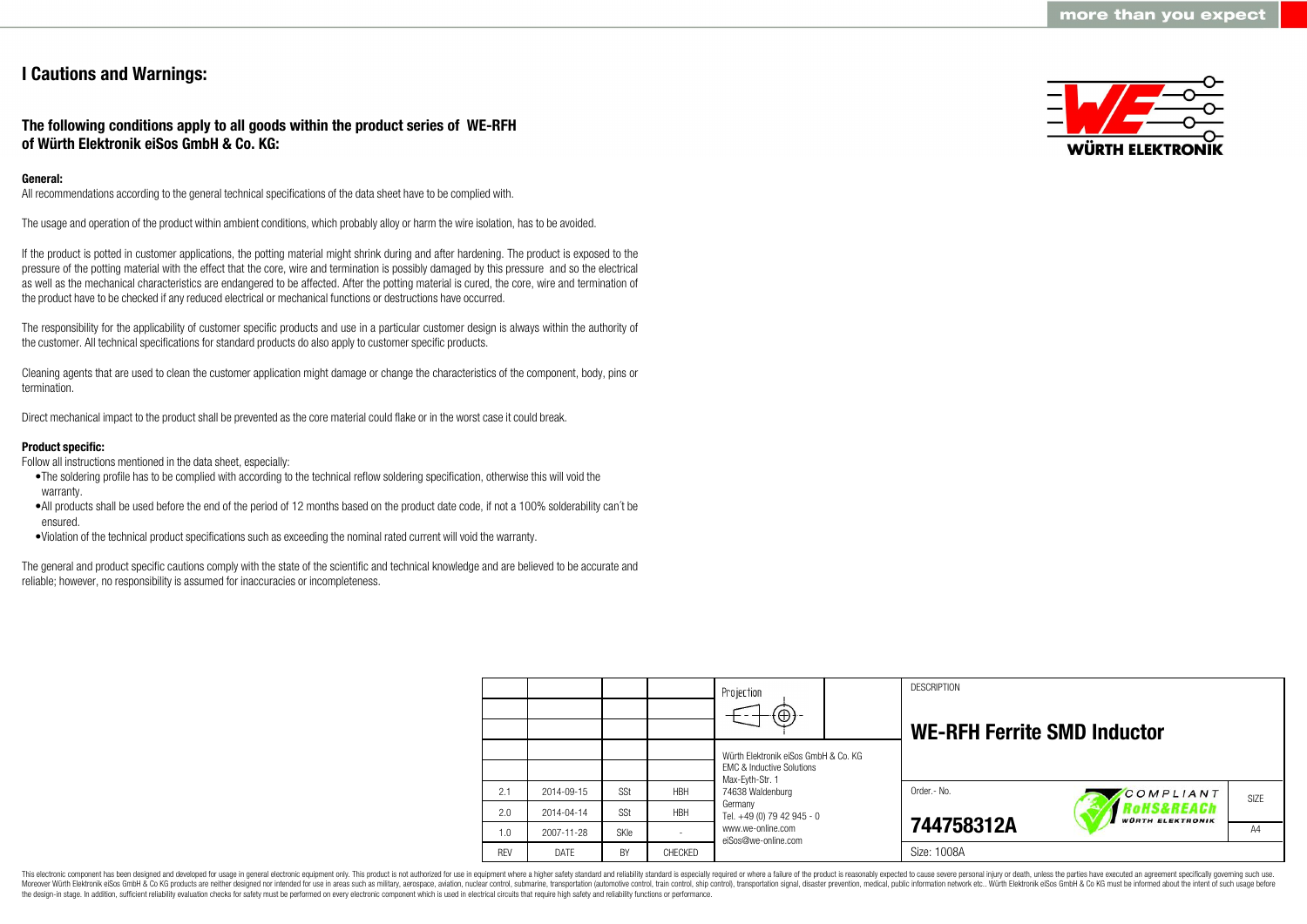# I Cautions and Warnings:

## The following conditions apply to all goods within the product series of WE-RFH of Würth Elektronik eiSos GmbH & Co. KG:

**General:**

All recommendations according to the general technical specifications of the data sheet have to be complied with.

The usage and operation of the product within ambient conditions, which probably alloy or harm the wire isolation, has to be avoided.

If the product is potted in customer applications, the potting material might shrink during and after hardening. The product is exposed to the pressure of the potting material with the effect that the core, wire and termination is possibly damaged by this pressure and so the electrical as well as the mechanical characteristics are endangered to be affected. After the potting material is cured, the core, wire and termination of the product have to be checked if any reduced electrical or mechanical functions or destructions have occurred.

The responsibility for the applicability of customer specific products and use in a particular customer design is always within the authority of the customer. All technical specifications for standard products do also apply to customer specific products.

Cleaning agents that are used to clean the customer application might damage or change the characteristics of the component, body, pins or termination.

Direct mechanical impact to the product shall be prevented as the core material could flake or in the worst case it could break.

**Product specific:**

Follow all instructions mentioned in the data sheet, especially:

- The soldering profile has to be complied with according to the technical reflow soldering specification, otherwise this will void the warranty.
- All products shall be used before the end of the period of 12 months based on the product date code, if not a 100% solderability can´t be ensured.
- Violation of the technical product specifications such as exceeding the nominal rated current will void the warranty.

The general and product specific cautions comply with the state of the scientific and technical knowledge and are believed to be accurate and reliable; however, no responsibility is assumed for inaccuracies or incompleteness.

| REV | DATE | BY | CHECKED |
|---|---|---|---|
| 2.1 | 2014-09-15 | SSt | HBH |
| 2.0 | 2014-04-14 | SSt | HBH |
| 1.0 | 2007-11-28 | SKle | - |

Würth Elektronik eiSos GmbH & Co. KG
EMC & Inductive Solutions
Max-Eyth-Str. 1
74638 Waldenburg
Germany
Tel. +49 (0) 79 42 945 - 0
www.we-online.com
eiSos@we-online.com

DESCRIPTION

**WE-RFH Ferrite SMD Inductor**

Order.- No. **744758312A**

SIZE A4

Size: 1008A

This electronic component has been designed and developed for usage in general electronic equipment only. This product is not authorized for use in equipment where a higher safety standard and reliability standard is especially required or where a failure of the product is reasonably expected to cause severe personal injury or death, unless the parties have executed an agreement specifically governing such use. Moreover Würth Elektronik eiSos GmbH & Co KG products are neither designed nor intended for use in areas such as military, aerospace, aviation, nuclear control, submarine, transportation (automotive control, train control, ship control), transportation signal, disaster prevention, medical, public information network etc.. Würth Elektronik eiSos GmbH & Co KG must be informed about the intent of such usage before the design-in stage. In addition, sufficient reliability evaluation checks for safety must be performed on every electronic component which is used in electrical circuits that require high safety and reliability functions or performance.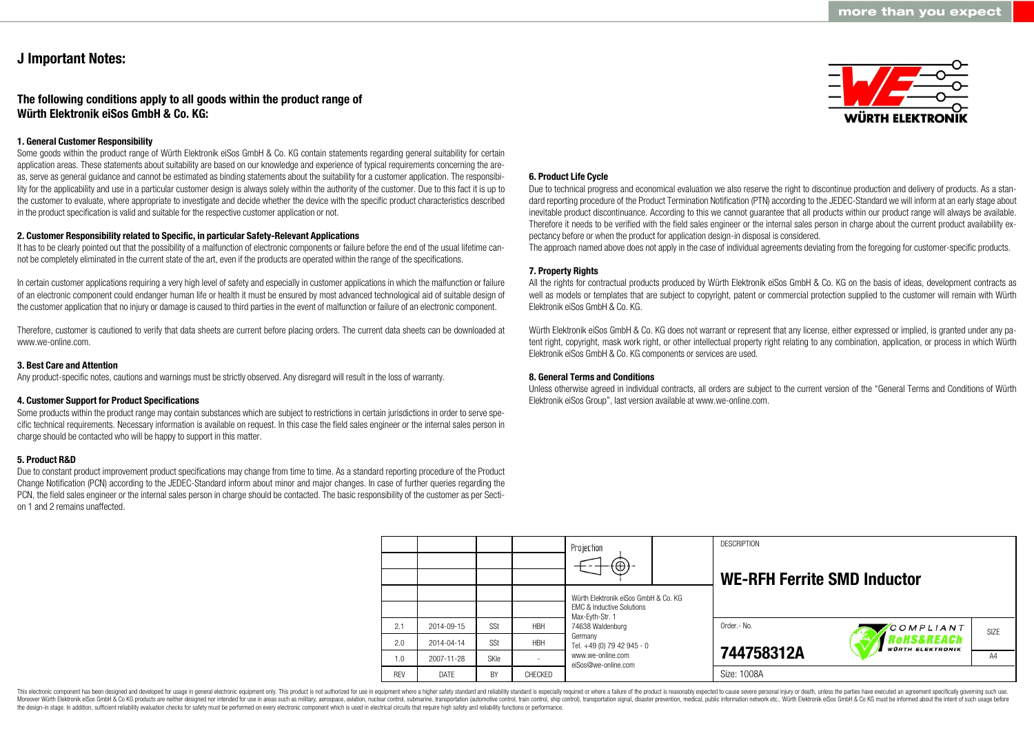# J Important Notes:

## The following conditions apply to all goods within the product range of Würth Elektronik eiSos GmbH & Co. KG:

**1. General Customer Responsibility**

Some goods within the product range of Würth Elektronik eiSos GmbH & Co. KG contain statements regarding general suitability for certain application areas. These statements about suitability are based on our knowledge and experience of typical requirements concerning the areas, serve as general guidance and cannot be estimated as binding statements about the suitability for a customer application. The responsibility for the applicability and use in a particular customer design is always solely within the authority of the customer. Due to this fact it is up to the customer to evaluate, where appropriate to investigate and decide whether the device with the specific product characteristics described in the product specification is valid and suitable for the respective customer application or not.

**2. Customer Responsibility related to Specific, in particular Safety-Relevant Applications**

It has to be clearly pointed out that the possibility of a malfunction of electronic components or failure before the end of the usual lifetime cannot be completely eliminated in the current state of the art, even if the products are operated within the range of the specifications.

In certain customer applications requiring a very high level of safety and especially in customer applications in which the malfunction or failure of an electronic component could endanger human life or health it must be ensured by most advanced technological aid of suitable design of the customer application that no injury or damage is caused to third parties in the event of malfunction or failure of an electronic component.

Therefore, customer is cautioned to verify that data sheets are current before placing orders. The current data sheets can be downloaded at www.we-online.com.

**3. Best Care and Attention**

Any product-specific notes, cautions and warnings must be strictly observed. Any disregard will result in the loss of warranty.

**4. Customer Support for Product Specifications**

Some products within the product range may contain substances which are subject to restrictions in certain jurisdictions in order to serve specific technical requirements. Necessary information is available on request. In this case the field sales engineer or the internal sales person in charge should be contacted who will be happy to support in this matter.

**5. Product R&D**

Due to constant product improvement product specifications may change from time to time. As a standard reporting procedure of the Product Change Notification (PCN) according to the JEDEC-Standard inform about minor and major changes. In case of further queries regarding the PCN, the field sales engineer or the internal sales person in charge should be contacted. The basic responsibility of the customer as per Section 1 and 2 remains unaffected.

**6. Product Life Cycle**

Due to technical progress and economical evaluation we also reserve the right to discontinue production and delivery of products. As a standard reporting procedure of the Product Termination Notification (PTN) according to the JEDEC-Standard we will inform at an early stage about inevitable product discontinuance. According to this we cannot guarantee that all products within our product range will always be available. Therefore it needs to be verified with the field sales engineer or the internal sales person in charge about the current product availability expectancy before or when the product for application design-in disposal is considered.

The approach named above does not apply in the case of individual agreements deviating from the foregoing for customer-specific products.

**7. Property Rights**

All the rights for contractual products produced by Würth Elektronik eiSos GmbH & Co. KG on the basis of ideas, development contracts as well as models or templates that are subject to copyright, patent or commercial protection supplied to the customer will remain with Würth Elektronik eiSos GmbH & Co. KG.

Würth Elektronik eiSos GmbH & Co. KG does not warrant or represent that any license, either expressed or implied, is granted under any patent right, copyright, mask work right, or other intellectual property right relating to any combination, application, or process in which Würth Elektronik eiSos GmbH & Co. KG components or services are used.

**8. General Terms and Conditions**

Unless otherwise agreed in individual contracts, all orders are subject to the current version of the "General Terms and Conditions of Würth Elektronik eiSos Group", last version available at www.we-online.com.

| | | | | | |
|---|---|---|---|---|---|
| | | | | Projection | DESCRIPTION |
| | | | | | **WE-RFH Ferrite SMD Inductor** |
| | | | | Würth Elektronik eiSos GmbH & Co. KG<br>EMC & Inductive Solutions<br>Max-Eyth-Str. 1<br>74638 Waldenburg<br>Germany<br>Tel. +49 (0) 79 42 945 - 0<br>www.we-online.com<br>eiSos@we-online.com | |
| 2.1 | 2014-09-15 | SSt | HBH | | Order.- No. **744758312A** — SIZE A4 |
| 2.0 | 2014-04-14 | SSt | HBH | | |
| 1.0 | 2007-11-28 | SKle | - | | |
| REV | DATE | BY | CHECKED | | Size: 1008A |

This electronic component has been designed and developed for usage in general electronic equipment only. This product is not authorized for use in equipment where a higher safety standard and reliability standard is especially required or where a failure of the product is reasonably expected to cause severe personal injury or death, unless the parties have executed an agreement specifically governing such use. Moreover Würth Elektronik eiSos GmbH & Co KG products are neither designed nor intended for use in areas such as military, aerospace, aviation, nuclear control, submarine, transportation (automotive control, train control, ship control), transportation signal, disaster prevention, medical, public information network etc.. Würth Elektronik eiSos GmbH & Co KG must be informed about the intent of such usage before the design-in stage. In addition, sufficient reliability evaluation checks for safety must be performed on every electronic component which is used in electrical circuits that require high safety and reliability functions or performance.